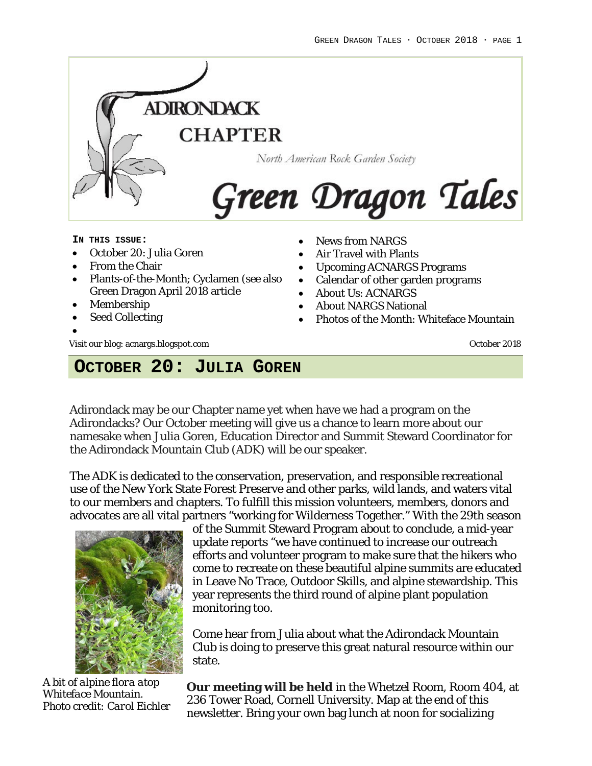# Adirondack Chapter

North American Rock Garden Society

# Green Dragon Tales

**In this issue:**

- October 20: Julia Goren
- From the Chair
- Plants-of-the-Month; Cyclamen (see also Green Dragon April 2018 article
- Membership
- Seed Collecting
- News from NARGS
- Air Travel with Plants
- Upcoming ACNARGS Programs
- Calendar of other garden programs
- About Us: ACNARGS
- About NARGS National
- Photos of the Month: Whiteface Mountain

Visit our blog: acnargs.blogspot.com

October 2018

## October 20: Julia Goren

Adirondack may be our Chapter name yet when have we had a program on the Adirondacks? Our October meeting will give us a chance to learn more about our namesake when Julia Goren, Education Director and Summit Steward Coordinator for the Adirondack Mountain Club (ADK) will be our speaker.

The ADK is dedicated to the conservation, preservation, and responsible recreational use of the New York State Forest Preserve and other parks, wild lands, and waters vital to our members and chapters. To fulfill this mission volunteers, members, donors and advocates are all vital partners "working for Wilderness Together." With the 29th season of the Summit Steward Program about to conclude, a mid-year update reports "we have continued to increase our outreach efforts and volunteer program to make sure that the hikers who come to recreate on these beautiful alpine summits are educated in Leave No Trace, Outdoor Skills, and alpine stewardship. This year represents the third round of alpine plant population monitoring too.

*A bit of alpine flora atop Whiteface Mountain. Photo credit: Carol Eichler*

Come hear from Julia about what the Adirondack Mountain Club is doing to preserve this great natural resource within our state.

**Our meeting will be held** in the Whetzel Room, Room 404, at 236 Tower Road, Cornell University. Map at the end of this newsletter. Bring your own bag lunch at noon for socializing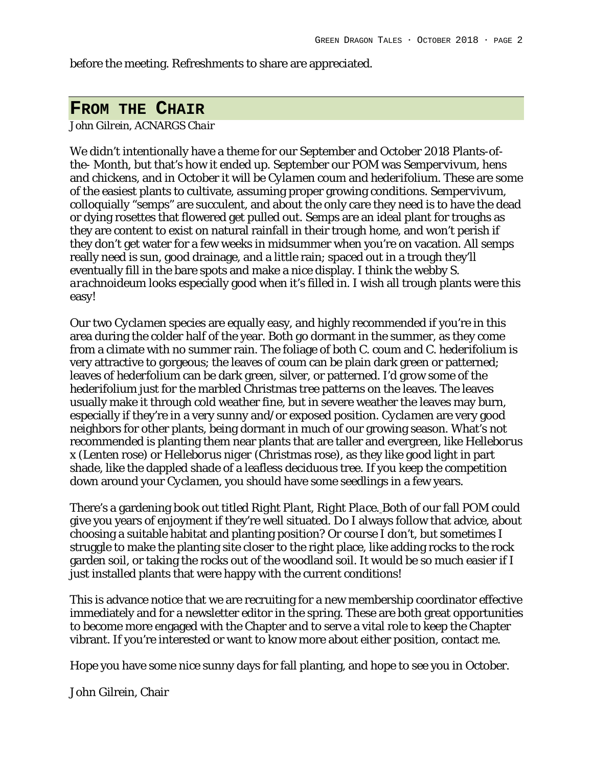before the meeting. Refreshments to share are appreciated.

## FROM THE CHAIR

*John Gilrein, ACNARGS Chair*

We didn't intentionally have a theme for our September and October 2018 Plants-of-the- Month, but that's how it ended up. September our POM was *Sempervivum*, hens and chickens, and in October it will be *Cylamen coum* and *hederifolium*. These are some of the easiest plants to cultivate, assuming proper growing conditions. Sempervivum, colloquially "semps" are succulent, and about the only care they need is to have the dead or dying rosettes that flowered get pulled out. Semps are an ideal plant for troughs as they are content to exist on natural rainfall in their trough home, and won't perish if they don't get water for a few weeks in midsummer when you're on vacation. All semps really need is sun, good drainage, and a little rain; spaced out in a trough they'll eventually fill in the bare spots and make a nice display. I think the webby *S. arachnoideum* looks especially good when it's filled in. I wish all trough plants were this easy!

Our two *Cyclamen* species are equally easy, and highly recommended if you're in this area during the colder half of the year. Both go dormant in the summer, as they come from a climate with no summer rain. The foliage of both *C. coum* and *C. hederifolium* is very attractive to gorgeous; the leaves of coum can be plain dark green or patterned; leaves of hederfolium can be dark green, silver, or patterned. I'd grow some of the hederifolium just for the marbled Christmas tree patterns on the leaves. The leaves usually make it through cold weather fine, but in severe weather the leaves may burn, especially if they're in a very sunny and/or exposed position. *Cyclamen* are very good neighbors for other plants, being dormant in much of our growing season. What's not recommended is planting them near plants that are taller and evergreen, like *Helleborus x* (Lenten rose) or *Helleborus niger* (Christmas rose), as they like good light in part shade, like the dappled shade of a leafless deciduous tree. If you keep the competition down around your *Cyclamen*, you should have some seedlings in a few years.

There's a gardening book out titled *Right Plant, Right Place.* Both of our fall POM could give you years of enjoyment if they're well situated. Do I always follow that advice, about choosing a suitable habitat and planting position? Or course I don't, but sometimes I struggle to make the planting site closer to the right place, like adding rocks to the rock garden soil, or taking the rocks out of the woodland soil. It would be so much easier if I just installed plants that were happy with the current conditions!

This is advance notice that we are recruiting for a new membership coordinator effective immediately and for a newsletter editor in the spring. These are both great opportunities to become more engaged with the Chapter and to serve a vital role to keep the Chapter vibrant. If you're interested or want to know more about either position, contact me.

Hope you have some nice sunny days for fall planting, and hope to see you in October.

*John Gilrein, Chair*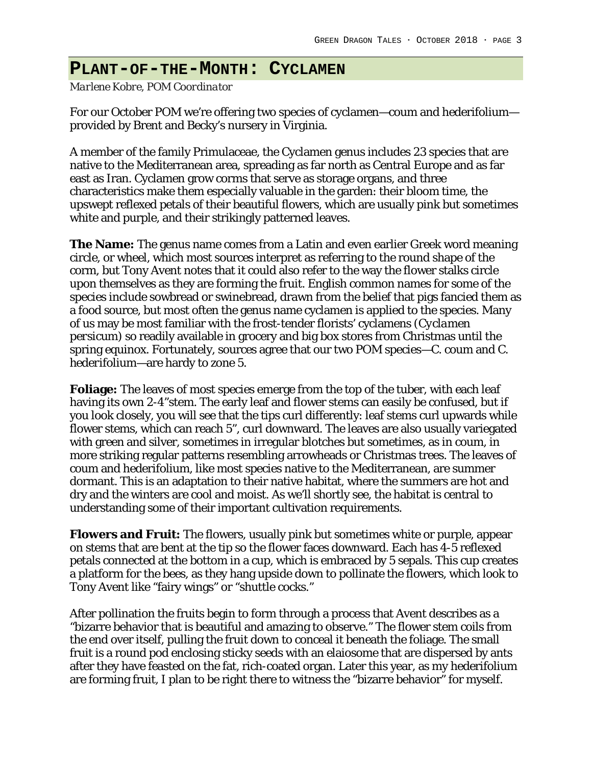# Plant-of-the-Month: Cyclamen

*Marlene Kobre, POM Coordinator*

For our October POM we're offering two species of cyclamen—coum and hederifolium—provided by Brent and Becky's nursery in Virginia.

A member of the family Primulaceae, the Cyclamen genus includes 23 species that are native to the Mediterranean area, spreading as far north as Central Europe and as far east as Iran. Cyclamen grow corms that serve as storage organs, and three characteristics make them especially valuable in the garden: their bloom time, the upswept reflexed petals of their beautiful flowers, which are usually pink but sometimes white and purple, and their strikingly patterned leaves.

**The Name:** The genus name comes from a Latin and even earlier Greek word meaning circle, or wheel, which most sources interpret as referring to the round shape of the corm, but Tony Avent notes that it could also refer to the way the flower stalks circle upon themselves as they are forming the fruit. English common names for some of the species include sowbread or swinebread, drawn from the belief that pigs fancied them as a food source, but most often the genus name cyclamen is applied to the species. Many of us may be most familiar with the frost-tender florists' cyclamens (*Cyclamen persicum*) so readily available in grocery and big box stores from Christmas until the spring equinox. Fortunately, sources agree that our two POM species—C. coum and C. hederifolium—are hardy to zone 5.

**Foliage:** The leaves of most species emerge from the top of the tuber, with each leaf having its own 2-4"stem. The early leaf and flower stems can easily be confused, but if you look closely, you will see that the tips curl differently: leaf stems curl upwards while flower stems, which can reach 5", curl downward. The leaves are also usually variegated with green and silver, sometimes in irregular blotches but sometimes, as in coum, in more striking regular patterns resembling arrowheads or Christmas trees. The leaves of coum and hederifolium, like most species native to the Mediterranean, are summer dormant. This is an adaptation to their native habitat, where the summers are hot and dry and the winters are cool and moist. As we'll shortly see, the habitat is central to understanding some of their important cultivation requirements.

**Flowers and Fruit:** The flowers, usually pink but sometimes white or purple, appear on stems that are bent at the tip so the flower faces downward. Each has 4-5 reflexed petals connected at the bottom in a cup, which is embraced by 5 sepals. This cup creates a platform for the bees, as they hang upside down to pollinate the flowers, which look to Tony Avent like "fairy wings" or "shuttle cocks."

After pollination the fruits begin to form through a process that Avent describes as a "bizarre behavior that is beautiful and amazing to observe." The flower stem coils from the end over itself, pulling the fruit down to conceal it beneath the foliage. The small fruit is a round pod enclosing sticky seeds with an elaiosome that are dispersed by ants after they have feasted on the fat, rich-coated organ. Later this year, as my hederifolium are forming fruit, I plan to be right there to witness the "bizarre behavior" for myself.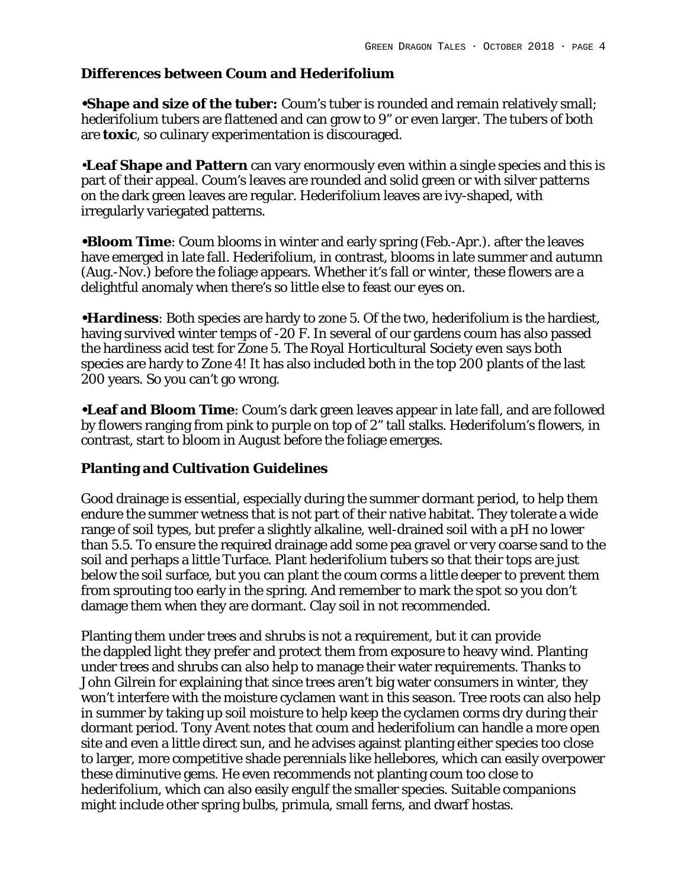## Differences between Coum and Hederifolium

**•Shape and size of the tuber:** Coum's tuber is rounded and remain relatively small; hederifolium tubers are flattened and can grow to 9" or even larger. The tubers of both are **toxic**, so culinary experimentation is discouraged.

**•Leaf Shape and Pattern** can vary enormously even within a single species and this is part of their appeal. Coum's leaves are rounded and solid green or with silver patterns on the dark green leaves are regular. Hederifolium leaves are ivy-shaped, with irregularly variegated patterns.

**•Bloom Time**: Coum blooms in winter and early spring (Feb.-Apr.). after the leaves have emerged in late fall. Hederifolium, in contrast, blooms in late summer and autumn (Aug.-Nov.) before the foliage appears. Whether it's fall or winter, these flowers are a delightful anomaly when there's so little else to feast our eyes on.

**•Hardiness**: Both species are hardy to zone 5. Of the two, hederifolium is the hardiest, having survived winter temps of -20 F. In several of our gardens coum has also passed the hardiness acid test for Zone 5. The Royal Horticultural Society even says both species are hardy to Zone 4! It has also included both in the top 200 plants of the last 200 years. So you can't go wrong.

**•Leaf and Bloom Time**: Coum's dark green leaves appear in late fall, and are followed by flowers ranging from pink to purple on top of 2" tall stalks. Hederifolum's flowers, in contrast, start to bloom in August before the foliage emerges.

## Planting and Cultivation Guidelines

Good drainage is essential, especially during the summer dormant period, to help them endure the summer wetness that is not part of their native habitat. They tolerate a wide range of soil types, but prefer a slightly alkaline, well-drained soil with a pH no lower than 5.5. To ensure the required drainage add some pea gravel or very coarse sand to the soil and perhaps a little Turface. Plant hederifolium tubers so that their tops are just below the soil surface, but you can plant the coum corms a little deeper to prevent them from sprouting too early in the spring. And remember to mark the spot so you don't damage them when they are dormant. Clay soil in not recommended.

Planting them under trees and shrubs is not a requirement, but it can provide the dappled light they prefer and protect them from exposure to heavy wind. Planting under trees and shrubs can also help to manage their water requirements. Thanks to John Gilrein for explaining that since trees aren't big water consumers in winter, they won't interfere with the moisture cyclamen want in this season. Tree roots can also help in summer by taking up soil moisture to help keep the cyclamen corms dry during their dormant period. Tony Avent notes that coum and hederifolium can handle a more open site and even a little direct sun, and he advises against planting either species too close to larger, more competitive shade perennials like hellebores, which can easily overpower these diminutive gems. He even recommends not planting coum too close to hederifolium, which can also easily engulf the smaller species. Suitable companions might include other spring bulbs, primula, small ferns, and dwarf hostas.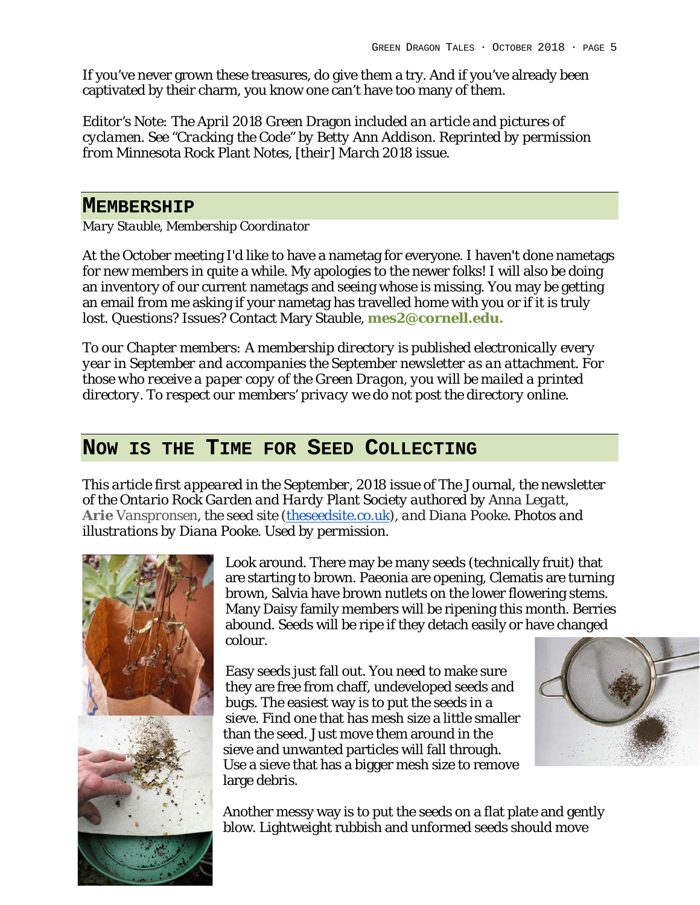If you've never grown these treasures, do give them a try. And if you've already been captivated by their charm, you know one can't have too many of them.

*Editor's Note: The April 2018 Green Dragon included an article and pictures of cyclamen. See "Cracking the Code" by Betty Ann Addison. Reprinted by permission from Minnesota Rock Plant Notes, [their] March 2018 issue.*

## MEMBERSHIP

*Mary Stauble, Membership Coordinator*

At the October meeting I'd like to have a nametag for everyone. I haven't done nametags for new members in quite a while. My apologies to the newer folks! I will also be doing an inventory of our current nametags and seeing whose is missing. You may be getting an email from me asking if your nametag has travelled home with you or if it is truly lost. Questions? Issues? Contact Mary Stauble, **mes2@cornell.edu.**

*To our Chapter members: A membership directory is published electronically every year in September and accompanies the September newsletter as an attachment. For those who receive a paper copy of the Green Dragon, you will be mailed a printed directory. To respect our members' privacy we do not post the directory online.*

## NOW IS THE TIME FOR SEED COLLECTING

*This article first appeared in the September, 2018 issue of The Journal, the newsletter of the Ontario Rock Garden and Hardy Plant Society authored by Anna Legatt,* **Arie** Vanspronsen, *the seed site (theseedsite.co.uk), and Diana Pooke. Photos and illustrations by Diana Pooke. Used by permission.*

Look around. There may be many seeds (technically fruit) that are starting to brown. Paeonia are opening, Clematis are turning brown, Salvia have brown nutlets on the lower flowering stems. Many Daisy family members will be ripening this month. Berries abound. Seeds will be ripe if they detach easily or have changed colour.

Easy seeds just fall out. You need to make sure they are free from chaff, undeveloped seeds and bugs. The easiest way is to put the seeds in a sieve. Find one that has mesh size a little smaller than the seed. Just move them around in the sieve and unwanted particles will fall through. Use a sieve that has a bigger mesh size to remove large debris.

Another messy way is to put the seeds on a flat plate and gently blow. Lightweight rubbish and unformed seeds should move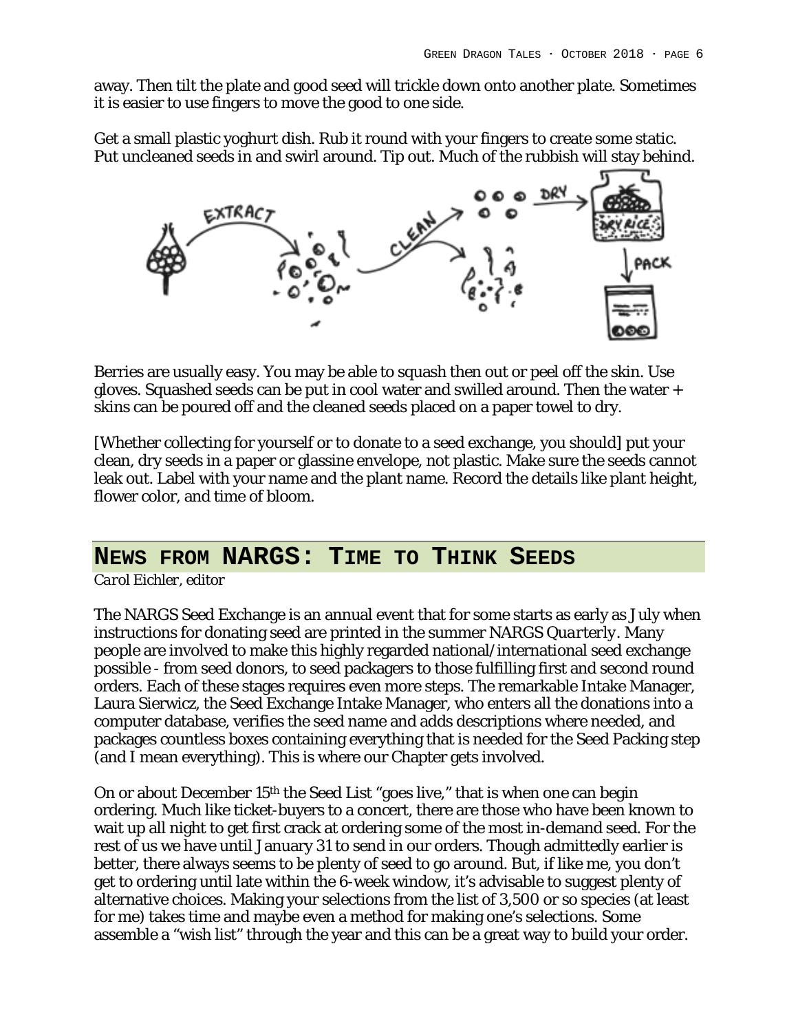away. Then tilt the plate and good seed will trickle down onto another plate. Sometimes it is easier to use fingers to move the good to one side.

Get a small plastic yoghurt dish. Rub it round with your fingers to create some static. Put uncleaned seeds in and swirl around. Tip out. Much of the rubbish will stay behind.

Berries are usually easy. You may be able to squash then out or peel off the skin. Use gloves. Squashed seeds can be put in cool water and swilled around. Then the water + skins can be poured off and the cleaned seeds placed on a paper towel to dry.

[Whether collecting for yourself or to donate to a seed exchange, you should] put your clean, dry seeds in a paper or glassine envelope, not plastic. Make sure the seeds cannot leak out. Label with your name and the plant name. Record the details like plant height, flower color, and time of bloom.

## NEWS FROM NARGS: TIME TO THINK SEEDS

*Carol Eichler, editor*

The NARGS Seed Exchange is an annual event that for some starts as early as July when instructions for donating seed are printed in the summer NARGS *Quarterly*. Many people are involved to make this highly regarded national/international seed exchange possible - from seed donors, to seed packagers to those fulfilling first and second round orders. Each of these stages requires even more steps. The remarkable Intake Manager, Laura Sierwicz, the Seed Exchange Intake Manager, who enters all the donations into a computer database, verifies the seed name and adds descriptions where needed, and packages countless boxes containing everything that is needed for the Seed Packing step (and I mean everything). This is where our Chapter gets involved.

On or about December 15th the Seed List "goes live," that is when one can begin ordering. Much like ticket-buyers to a concert, there are those who have been known to wait up all night to get first crack at ordering some of the most in-demand seed. For the rest of us we have until January 31 to send in our orders. Though admittedly earlier is better, there always seems to be plenty of seed to go around. But, if like me, you don't get to ordering until late within the 6-week window, it's advisable to suggest plenty of alternative choices. Making your selections from the list of 3,500 or so species (at least for me) takes time and maybe even a method for making one's selections. Some assemble a "wish list" through the year and this can be a great way to build your order.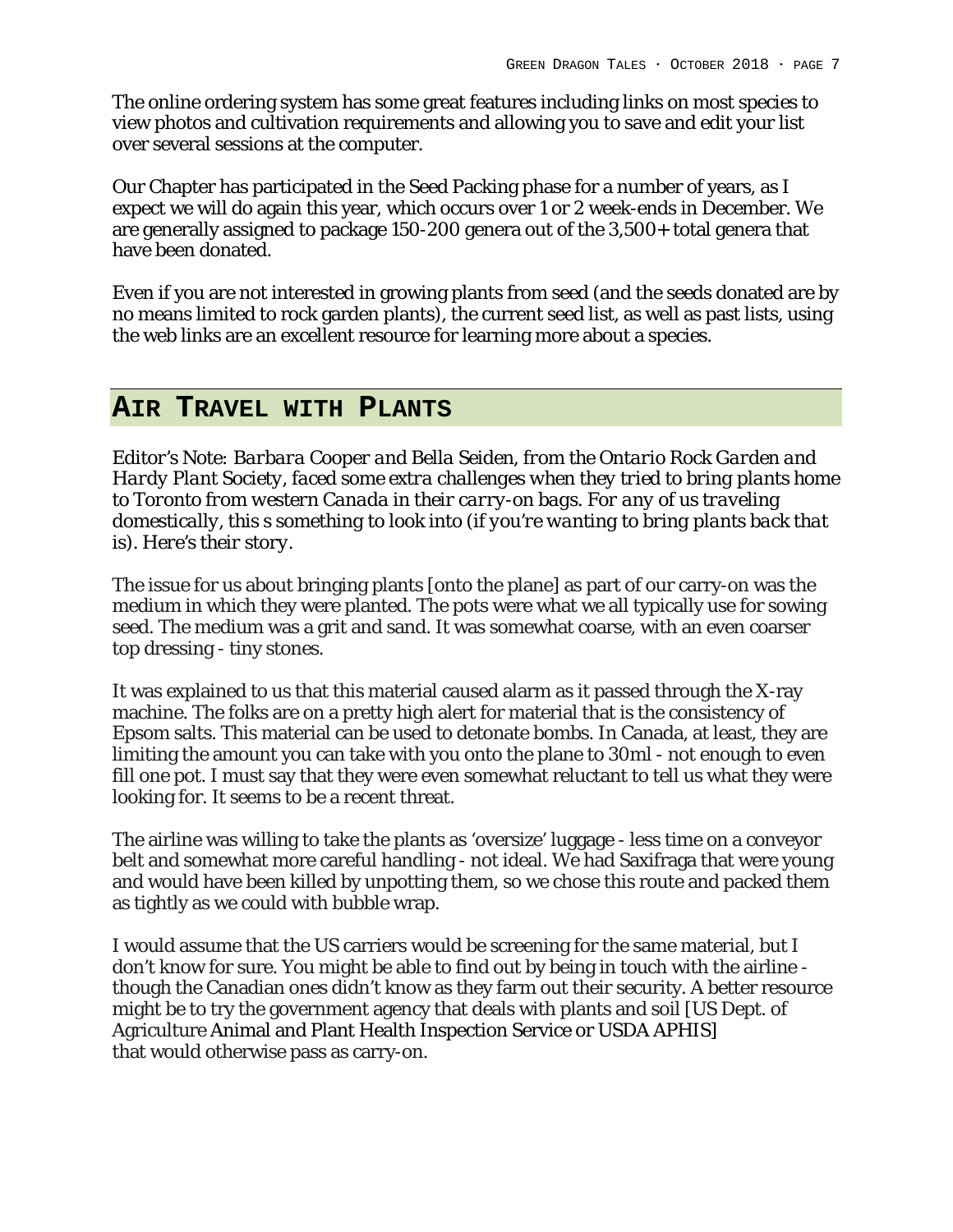The online ordering system has some great features including links on most species to view photos and cultivation requirements and allowing you to save and edit your list over several sessions at the computer.

Our Chapter has participated in the Seed Packing phase for a number of years, as I expect we will do again this year, which occurs over 1 or 2 week-ends in December. We are generally assigned to package 150-200 genera out of the 3,500+ total genera that have been donated.

Even if you are not interested in growing plants from seed (and the seeds donated are by no means limited to rock garden plants), the current seed list, as well as past lists, using the web links are an excellent resource for learning more about a species.

## AIR TRAVEL WITH PLANTS

*Editor's Note: Barbara Cooper and Bella Seiden, from the Ontario Rock Garden and Hardy Plant Society, faced some extra challenges when they tried to bring plants home to Toronto from western Canada in their carry-on bags. For any of us traveling domestically, this s something to look into (if you're wanting to bring plants back that is). Here's their story.*

The issue for us about bringing plants [onto the plane] as part of our carry-on was the medium in which they were planted. The pots were what we all typically use for sowing seed. The medium was a grit and sand. It was somewhat coarse, with an even coarser top dressing - tiny stones.

It was explained to us that this material caused alarm as it passed through the X-ray machine. The folks are on a pretty high alert for material that is the consistency of Epsom salts. This material can be used to detonate bombs. In Canada, at least, they are limiting the amount you can take with you onto the plane to 30ml - not enough to even fill one pot. I must say that they were even somewhat reluctant to tell us what they were looking for. It seems to be a recent threat.

The airline was willing to take the plants as 'oversize' luggage - less time on a conveyor belt and somewhat more careful handling - not ideal. We had Saxifraga that were young and would have been killed by unpotting them, so we chose this route and packed them as tightly as we could with bubble wrap.

I would assume that the US carriers would be screening for the same material, but I don't know for sure. You might be able to find out by being in touch with the airline - though the Canadian ones didn't know as they farm out their security. A better resource might be to try the government agency that deals with plants and soil [US Dept. of Agriculture Animal and Plant Health Inspection Service or USDA APHIS] that would otherwise pass as carry-on.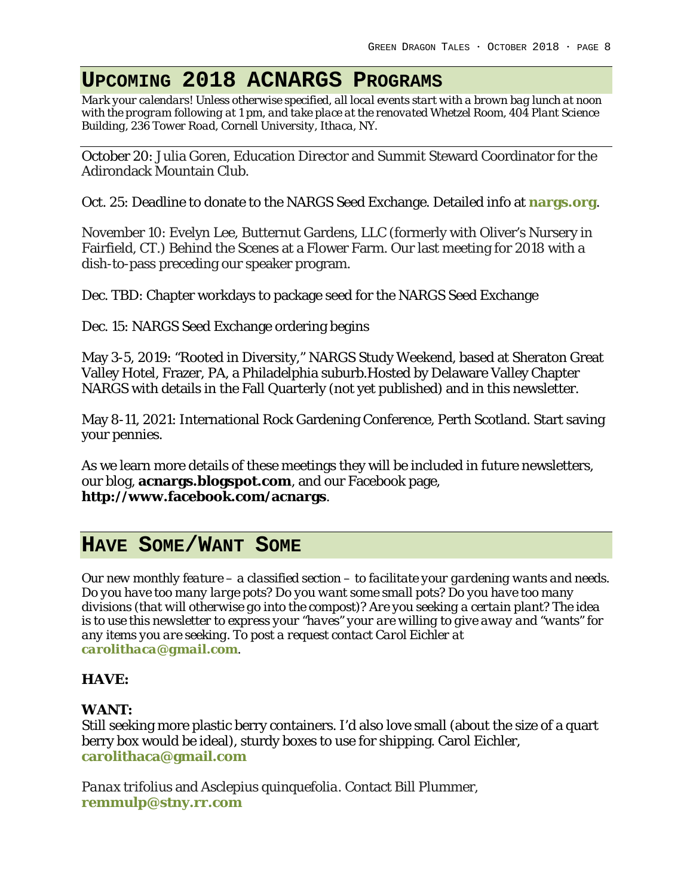## Upcoming 2018 ACNARGS Programs

*Mark your calendars! Unless otherwise specified, all local events start with a brown bag lunch at noon with the program following at 1 pm, and take place at the renovated Whetzel Room, 404 Plant Science Building, 236 Tower Road, Cornell University, Ithaca, NY.*

---

October 20: Julia Goren, Education Director and Summit Steward Coordinator for the Adirondack Mountain Club.

Oct. 25: Deadline to donate to the NARGS Seed Exchange. Detailed info at **nargs.org**.

November 10: Evelyn Lee, Butternut Gardens, LLC (formerly with Oliver's Nursery in Fairfield, CT.) Behind the Scenes at a Flower Farm. Our last meeting for 2018 with a dish-to-pass preceding our speaker program.

Dec. TBD: Chapter workdays to package seed for the NARGS Seed Exchange

Dec. 15: NARGS Seed Exchange ordering begins

May 3-5, 2019: "Rooted in Diversity," NARGS Study Weekend, based at Sheraton Great Valley Hotel, Frazer, PA, a Philadelphia suburb.Hosted by Delaware Valley Chapter NARGS with details in the Fall Quarterly (not yet published) and in this newsletter.

May 8-11, 2021: International Rock Gardening Conference, Perth Scotland. Start saving your pennies.

As we learn more details of these meetings they will be included in future newsletters, our blog, **acnargs.blogspot.com**, and our Facebook page, **http://www.facebook.com/acnargs**.

## Have Some/Want Some

*Our new monthly feature – a classified section – to facilitate your gardening wants and needs. Do you have too many large pots? Do you want some small pots? Do you have too many divisions (that will otherwise go into the compost)? Are you seeking a certain plant? The idea is to use this newsletter to express your "haves" your are willing to give away and "wants" for any items you are seeking. To post a request contact Carol Eichler at* ***carolithaca@gmail.com****.*

**HAVE:**

**WANT:**
Still seeking more plastic berry containers. I'd also love small (about the size of a quart berry box would be ideal), sturdy boxes to use for shipping. Carol Eichler, **carolithaca@gmail.com**

*Panax trifolius* and *Asclepius quinquefolia*. Contact Bill Plummer, **remmulp@stny.rr.com**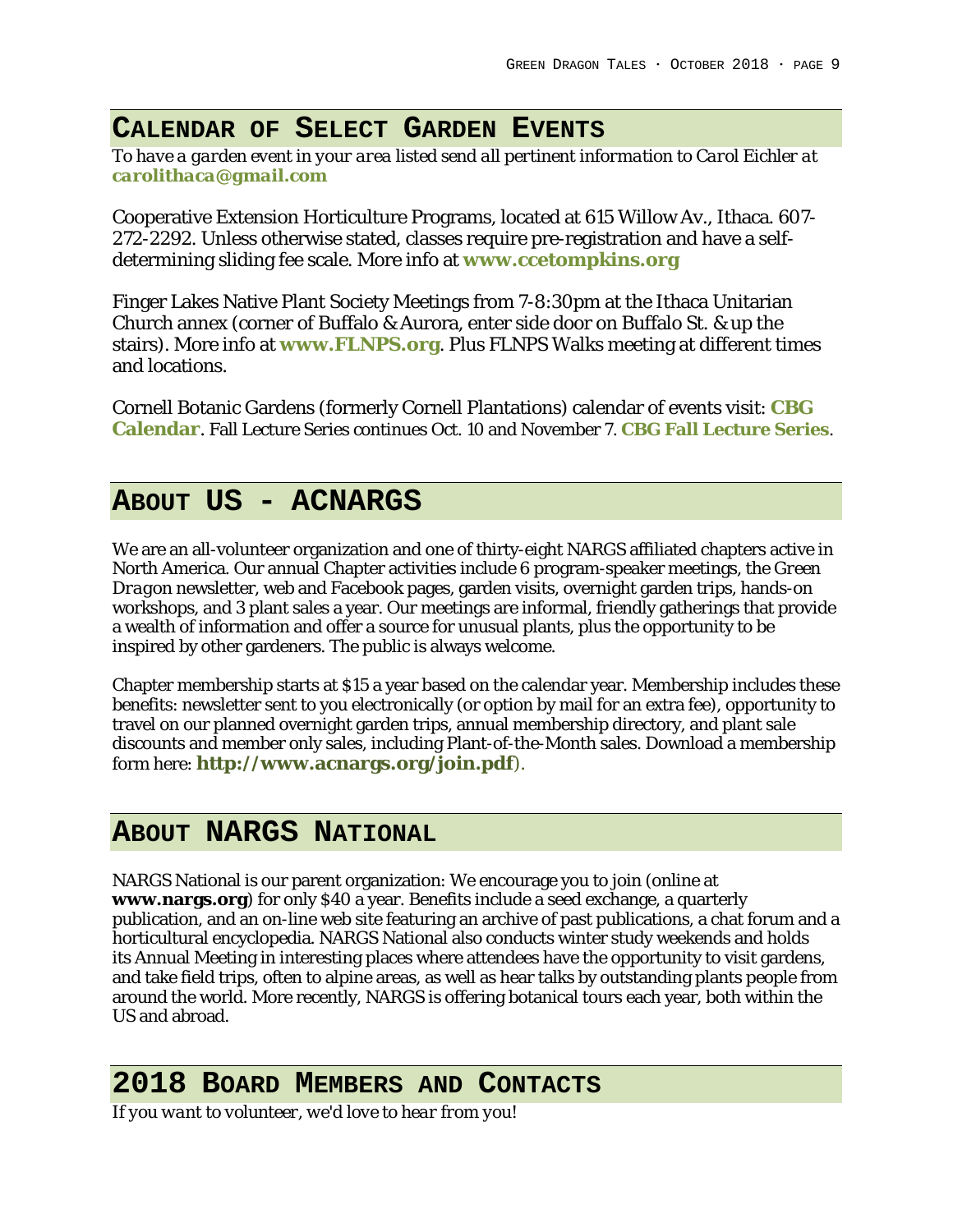## Calendar of Select Garden Events

*To have a garden event in your area listed send all pertinent information to Carol Eichler at* ***carolithaca@gmail.com***

Cooperative Extension Horticulture Programs, located at 615 Willow Av., Ithaca. 607-272-2292. Unless otherwise stated, classes require pre-registration and have a self-determining sliding fee scale. More info at **www.ccetompkins.org**

Finger Lakes Native Plant Society Meetings from 7-8:30pm at the Ithaca Unitarian Church annex (corner of Buffalo & Aurora, enter side door on Buffalo St. & up the stairs). More info at **www.FLNPS.org**. Plus FLNPS Walks meeting at different times and locations.

Cornell Botanic Gardens (formerly Cornell Plantations) calendar of events visit: **CBG Calendar**. Fall Lecture Series continues Oct. 10 and November 7. **CBG Fall Lecture Series**.

## About Us - ACNARGS

We are an all-volunteer organization and one of thirty-eight NARGS affiliated chapters active in North America. Our annual Chapter activities include 6 program-speaker meetings, the *Green Dragon* newsletter, web and Facebook pages, garden visits, overnight garden trips, hands-on workshops, and 3 plant sales a year. Our meetings are informal, friendly gatherings that provide a wealth of information and offer a source for unusual plants, plus the opportunity to be inspired by other gardeners. The public is always welcome.

Chapter membership starts at $15 a year based on the calendar year. Membership includes these benefits: newsletter sent to you electronically (or option by mail for an extra fee), opportunity to travel on our planned overnight garden trips, annual membership directory, and plant sale discounts and member only sales, including Plant-of-the-Month sales. Download a membership form here: **http://www.acnargs.org/join.pdf**).

## About NARGS National

NARGS National is our parent organization: We encourage you to join (online at **www.nargs.org**) for only $40 a year. Benefits include a seed exchange, a quarterly publication, and an on-line web site featuring an archive of past publications, a chat forum and a horticultural encyclopedia. NARGS National also conducts winter study weekends and holds its Annual Meeting in interesting places where attendees have the opportunity to visit gardens, and take field trips, often to alpine areas, as well as hear talks by outstanding plants people from around the world. More recently, NARGS is offering botanical tours each year, both within the US and abroad.

## 2018 Board Members and Contacts

*If you want to volunteer, we'd love to hear from you!*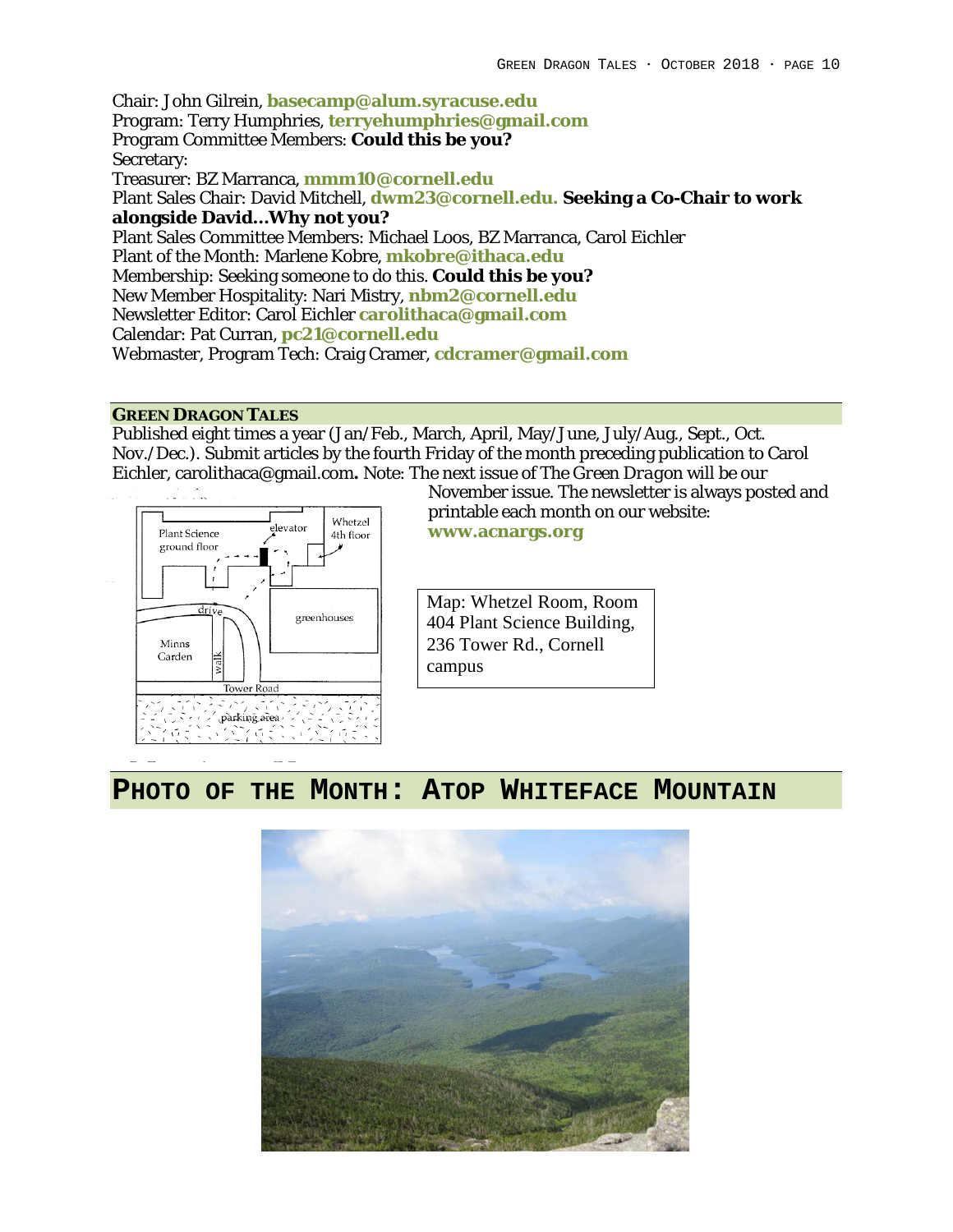Chair: John Gilrein, **basecamp@alum.syracuse.edu**
Program: Terry Humphries, **terryehumphries@gmail.com**
Program Committee Members: **Could this be you?**
Secretary:
Treasurer: BZ Marranca, **mmm10@cornell.edu**
Plant Sales Chair: David Mitchell, **dwm23@cornell.edu. Seeking a Co-Chair to work alongside David…Why not you?**
Plant Sales Committee Members: Michael Loos, BZ Marranca, Carol Eichler
Plant of the Month: Marlene Kobre, **mkobre@ithaca.edu**
Membership: Seeking someone to do this. **Could this be you?**
New Member Hospitality: Nari Mistry, **nbm2@cornell.edu**
Newsletter Editor: Carol Eichler **carolithaca@gmail.com**
Calendar: Pat Curran, **pc21@cornell.edu**
Webmaster, Program Tech: Craig Cramer, **cdcramer@gmail.com**

## GREEN DRAGON TALES

Published eight times a year (Jan/Feb., March, April, May/June, July/Aug., Sept., Oct. Nov./Dec.). Submit articles by the fourth Friday of the month preceding publication to Carol Eichler, carolithaca@gmail.com**.** Note: The next issue of *The Green Dragon* will be our November issue. The newsletter is always posted and printable each month on our website: **www.acnargs.org**

Plant Science ground floor
elevator
Whetzel 4th floor
drive
greenhouses
Minns Garden
walk
Tower Road
parking area

Map: Whetzel Room, Room 404 Plant Science Building, 236 Tower Rd., Cornell campus

## PHOTO OF THE MONTH: ATOP WHITEFACE MOUNTAIN